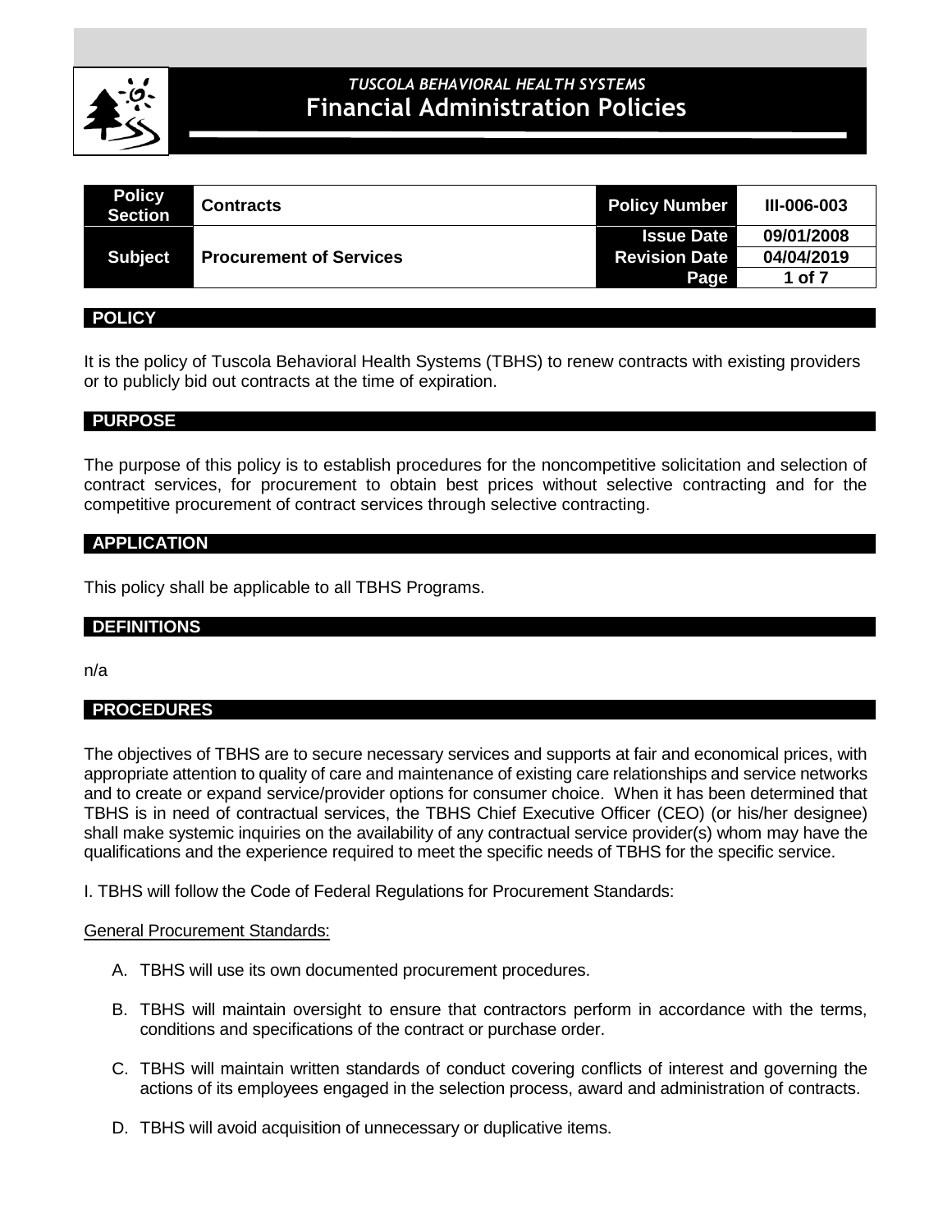*TUSCOLA BEHAVIORAL HEALTH SYSTEMS*

# Financial Administration Policies

| Policy Section | Contracts | Policy Number | III-006-003 |
|---|---|---|---|
| Subject | Procurement of Services | Issue Date | 09/01/2008 |
| | | Revision Date | 04/04/2019 |

## POLICY

It is the policy of Tuscola Behavioral Health Systems (TBHS) to renew contracts with existing providers or to publicly bid out contracts at the time of expiration.

## PURPOSE

The purpose of this policy is to establish procedures for the noncompetitive solicitation and selection of contract services, for procurement to obtain best prices without selective contracting and for the competitive procurement of contract services through selective contracting.

## APPLICATION

This policy shall be applicable to all TBHS Programs.

## DEFINITIONS

n/a

## PROCEDURES

The objectives of TBHS are to secure necessary services and supports at fair and economical prices, with appropriate attention to quality of care and maintenance of existing care relationships and service networks and to create or expand service/provider options for consumer choice. When it has been determined that TBHS is in need of contractual services, the TBHS Chief Executive Officer (CEO) (or his/her designee) shall make systemic inquiries on the availability of any contractual service provider(s) whom may have the qualifications and the experience required to meet the specific needs of TBHS for the specific service.

I. TBHS will follow the Code of Federal Regulations for Procurement Standards:

<u>General Procurement Standards:</u>

A. TBHS will use its own documented procurement procedures.

B. TBHS will maintain oversight to ensure that contractors perform in accordance with the terms, conditions and specifications of the contract or purchase order.

C. TBHS will maintain written standards of conduct covering conflicts of interest and governing the actions of its employees engaged in the selection process, award and administration of contracts.

D. TBHS will avoid acquisition of unnecessary or duplicative items.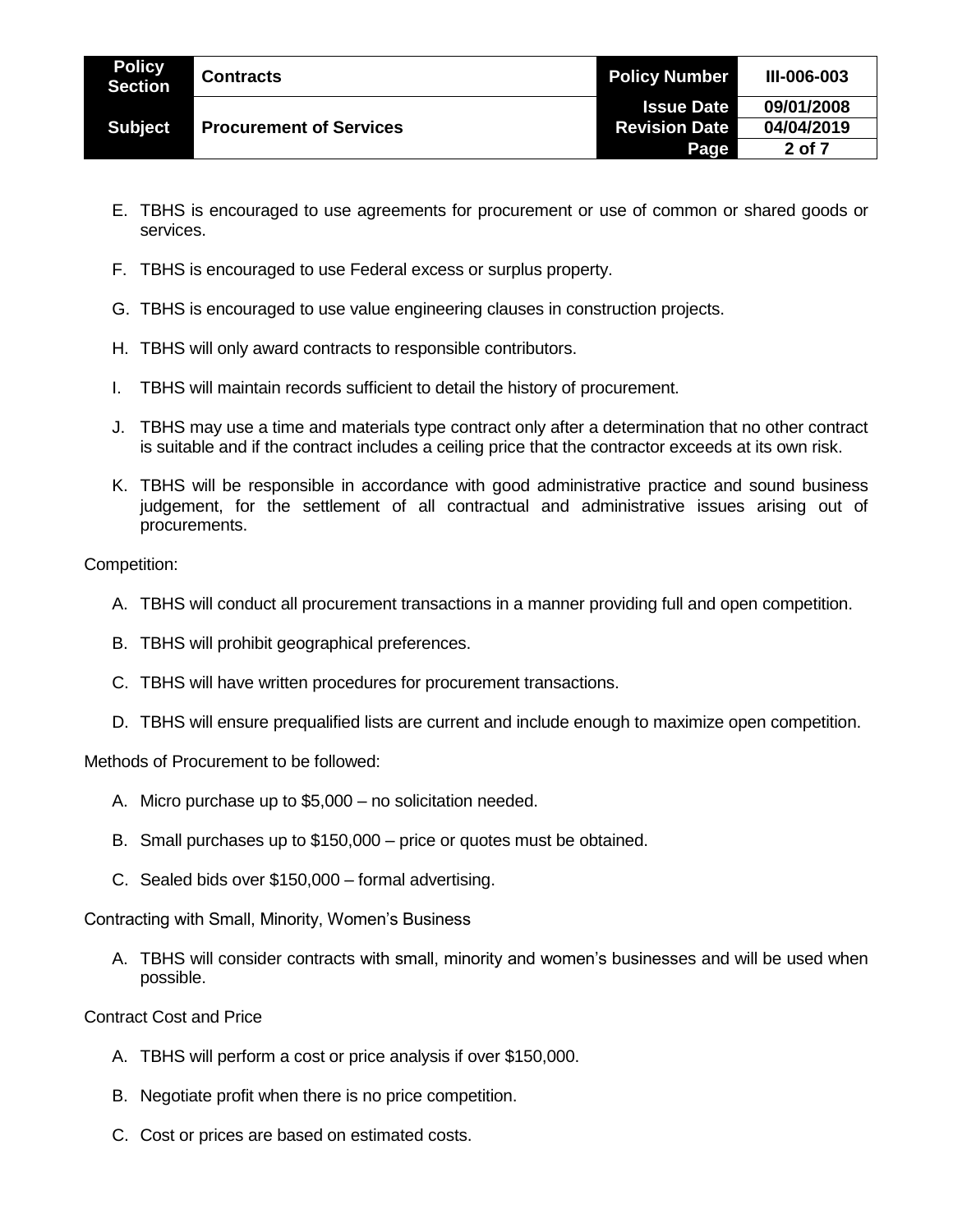E. TBHS is encouraged to use agreements for procurement or use of common or shared goods or services.

F. TBHS is encouraged to use Federal excess or surplus property.

G. TBHS is encouraged to use value engineering clauses in construction projects.

H. TBHS will only award contracts to responsible contributors.

I. TBHS will maintain records sufficient to detail the history of procurement.

J. TBHS may use a time and materials type contract only after a determination that no other contract is suitable and if the contract includes a ceiling price that the contractor exceeds at its own risk.

K. TBHS will be responsible in accordance with good administrative practice and sound business judgement, for the settlement of all contractual and administrative issues arising out of procurements.

Competition:

A. TBHS will conduct all procurement transactions in a manner providing full and open competition.

B. TBHS will prohibit geographical preferences.

C. TBHS will have written procedures for procurement transactions.

D. TBHS will ensure prequalified lists are current and include enough to maximize open competition.

Methods of Procurement to be followed:

A. Micro purchase up to $5,000 – no solicitation needed.

B. Small purchases up to $150,000 – price or quotes must be obtained.

C. Sealed bids over $150,000 – formal advertising.

Contracting with Small, Minority, Women's Business

A. TBHS will consider contracts with small, minority and women's businesses and will be used when possible.

Contract Cost and Price

A. TBHS will perform a cost or price analysis if over $150,000.

B. Negotiate profit when there is no price competition.

C. Cost or prices are based on estimated costs.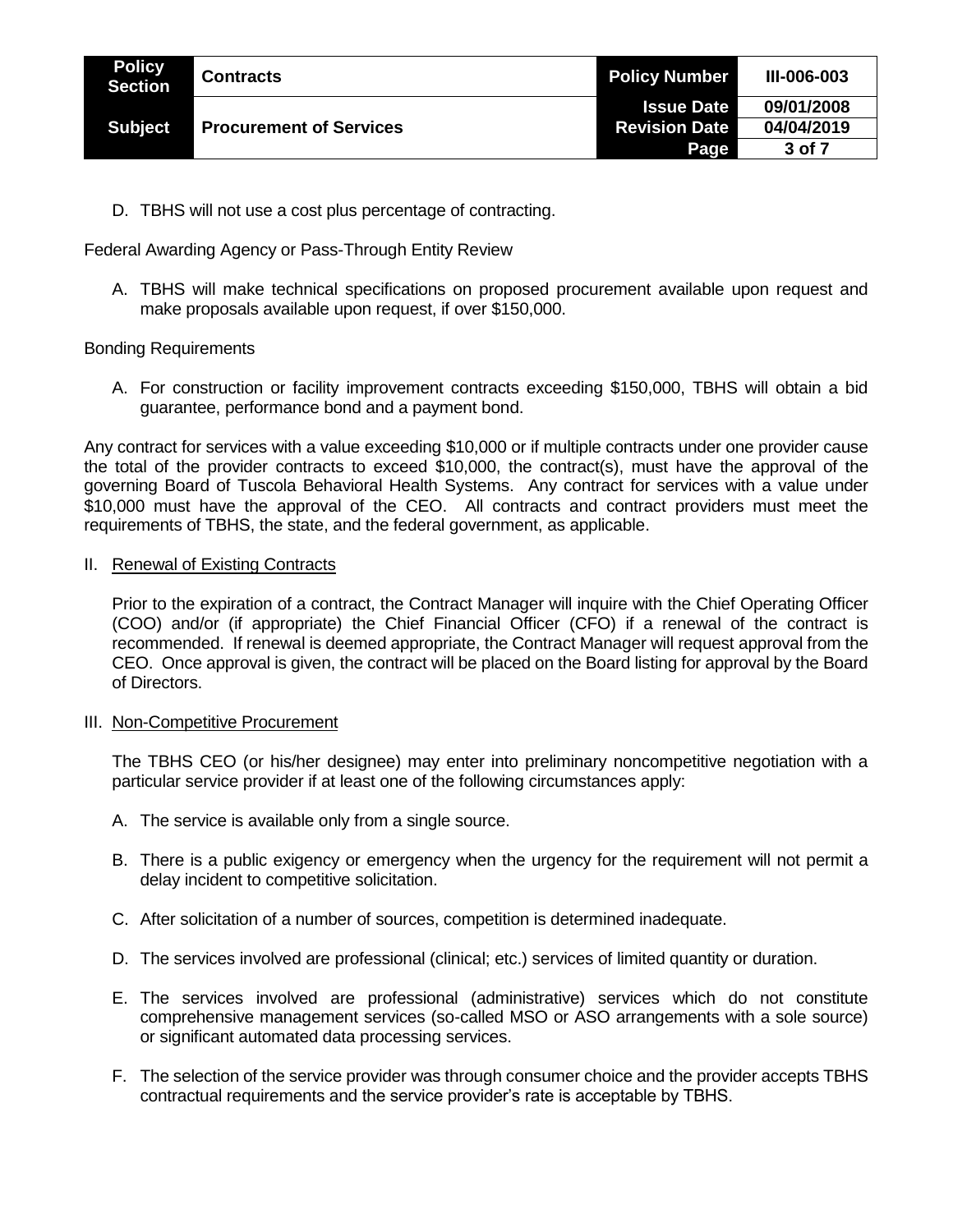D. TBHS will not use a cost plus percentage of contracting.

Federal Awarding Agency or Pass-Through Entity Review

A. TBHS will make technical specifications on proposed procurement available upon request and make proposals available upon request, if over $150,000.

Bonding Requirements

A. For construction or facility improvement contracts exceeding $150,000, TBHS will obtain a bid guarantee, performance bond and a payment bond.

Any contract for services with a value exceeding $10,000 or if multiple contracts under one provider cause the total of the provider contracts to exceed $10,000, the contract(s), must have the approval of the governing Board of Tuscola Behavioral Health Systems. Any contract for services with a value under $10,000 must have the approval of the CEO. All contracts and contract providers must meet the requirements of TBHS, the state, and the federal government, as applicable.

II. <u>Renewal of Existing Contracts</u>

Prior to the expiration of a contract, the Contract Manager will inquire with the Chief Operating Officer (COO) and/or (if appropriate) the Chief Financial Officer (CFO) if a renewal of the contract is recommended. If renewal is deemed appropriate, the Contract Manager will request approval from the CEO. Once approval is given, the contract will be placed on the Board listing for approval by the Board of Directors.

III. <u>Non-Competitive Procurement</u>

The TBHS CEO (or his/her designee) may enter into preliminary noncompetitive negotiation with a particular service provider if at least one of the following circumstances apply:

A. The service is available only from a single source.

B. There is a public exigency or emergency when the urgency for the requirement will not permit a delay incident to competitive solicitation.

C. After solicitation of a number of sources, competition is determined inadequate.

D. The services involved are professional (clinical; etc.) services of limited quantity or duration.

E. The services involved are professional (administrative) services which do not constitute comprehensive management services (so-called MSO or ASO arrangements with a sole source) or significant automated data processing services.

F. The selection of the service provider was through consumer choice and the provider accepts TBHS contractual requirements and the service provider's rate is acceptable by TBHS.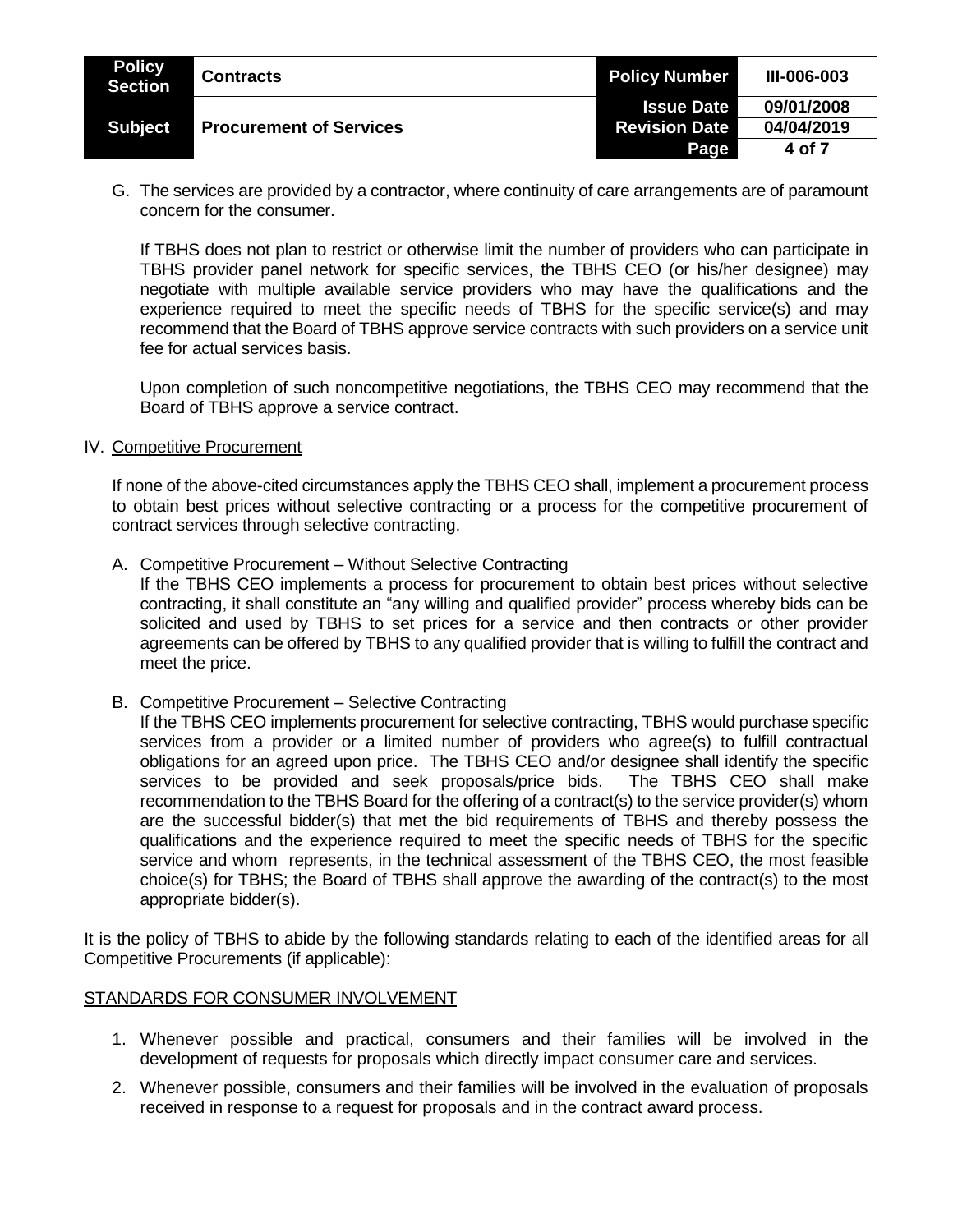G. The services are provided by a contractor, where continuity of care arrangements are of paramount concern for the consumer.

   If TBHS does not plan to restrict or otherwise limit the number of providers who can participate in TBHS provider panel network for specific services, the TBHS CEO (or his/her designee) may negotiate with multiple available service providers who may have the qualifications and the experience required to meet the specific needs of TBHS for the specific service(s) and may recommend that the Board of TBHS approve service contracts with such providers on a service unit fee for actual services basis.

   Upon completion of such noncompetitive negotiations, the TBHS CEO may recommend that the Board of TBHS approve a service contract.

IV. <u>Competitive Procurement</u>

If none of the above-cited circumstances apply the TBHS CEO shall, implement a procurement process to obtain best prices without selective contracting or a process for the competitive procurement of contract services through selective contracting.

A. Competitive Procurement – Without Selective Contracting
   If the TBHS CEO implements a process for procurement to obtain best prices without selective contracting, it shall constitute an "any willing and qualified provider" process whereby bids can be solicited and used by TBHS to set prices for a service and then contracts or other provider agreements can be offered by TBHS to any qualified provider that is willing to fulfill the contract and meet the price.

B. Competitive Procurement – Selective Contracting
   If the TBHS CEO implements procurement for selective contracting, TBHS would purchase specific services from a provider or a limited number of providers who agree(s) to fulfill contractual obligations for an agreed upon price. The TBHS CEO and/or designee shall identify the specific services to be provided and seek proposals/price bids. The TBHS CEO shall make recommendation to the TBHS Board for the offering of a contract(s) to the service provider(s) whom are the successful bidder(s) that met the bid requirements of TBHS and thereby possess the qualifications and the experience required to meet the specific needs of TBHS for the specific service and whom represents, in the technical assessment of the TBHS CEO, the most feasible choice(s) for TBHS; the Board of TBHS shall approve the awarding of the contract(s) to the most appropriate bidder(s).

It is the policy of TBHS to abide by the following standards relating to each of the identified areas for all Competitive Procurements (if applicable):

<u>STANDARDS FOR CONSUMER INVOLVEMENT</u>

1. Whenever possible and practical, consumers and their families will be involved in the development of requests for proposals which directly impact consumer care and services.
2. Whenever possible, consumers and their families will be involved in the evaluation of proposals received in response to a request for proposals and in the contract award process.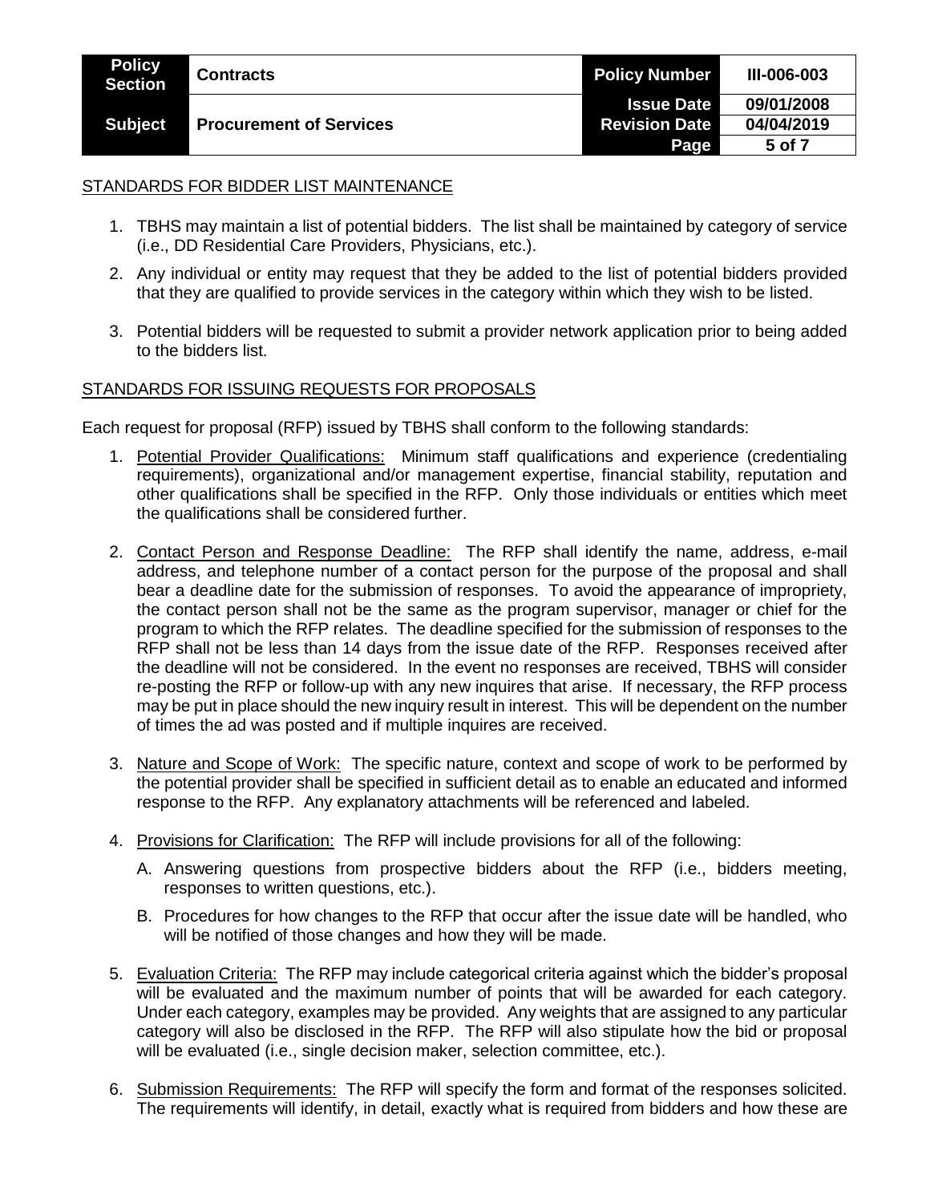## STANDARDS FOR BIDDER LIST MAINTENANCE

1. TBHS may maintain a list of potential bidders. The list shall be maintained by category of service (i.e., DD Residential Care Providers, Physicians, etc.).
2. Any individual or entity may request that they be added to the list of potential bidders provided that they are qualified to provide services in the category within which they wish to be listed.
3. Potential bidders will be requested to submit a provider network application prior to being added to the bidders list.

## STANDARDS FOR ISSUING REQUESTS FOR PROPOSALS

Each request for proposal (RFP) issued by TBHS shall conform to the following standards:

1. Potential Provider Qualifications: Minimum staff qualifications and experience (credentialing requirements), organizational and/or management expertise, financial stability, reputation and other qualifications shall be specified in the RFP. Only those individuals or entities which meet the qualifications shall be considered further.
2. Contact Person and Response Deadline: The RFP shall identify the name, address, e-mail address, and telephone number of a contact person for the purpose of the proposal and shall bear a deadline date for the submission of responses. To avoid the appearance of impropriety, the contact person shall not be the same as the program supervisor, manager or chief for the program to which the RFP relates. The deadline specified for the submission of responses to the RFP shall not be less than 14 days from the issue date of the RFP. Responses received after the deadline will not be considered. In the event no responses are received, TBHS will consider re-posting the RFP or follow-up with any new inquires that arise. If necessary, the RFP process may be put in place should the new inquiry result in interest. This will be dependent on the number of times the ad was posted and if multiple inquires are received.
3. Nature and Scope of Work: The specific nature, context and scope of work to be performed by the potential provider shall be specified in sufficient detail as to enable an educated and informed response to the RFP. Any explanatory attachments will be referenced and labeled.
4. Provisions for Clarification: The RFP will include provisions for all of the following:
   - A. Answering questions from prospective bidders about the RFP (i.e., bidders meeting, responses to written questions, etc.).
   - B. Procedures for how changes to the RFP that occur after the issue date will be handled, who will be notified of those changes and how they will be made.
5. Evaluation Criteria: The RFP may include categorical criteria against which the bidder's proposal will be evaluated and the maximum number of points that will be awarded for each category. Under each category, examples may be provided. Any weights that are assigned to any particular category will also be disclosed in the RFP. The RFP will also stipulate how the bid or proposal will be evaluated (i.e., single decision maker, selection committee, etc.).
6. Submission Requirements: The RFP will specify the form and format of the responses solicited. The requirements will identify, in detail, exactly what is required from bidders and how these are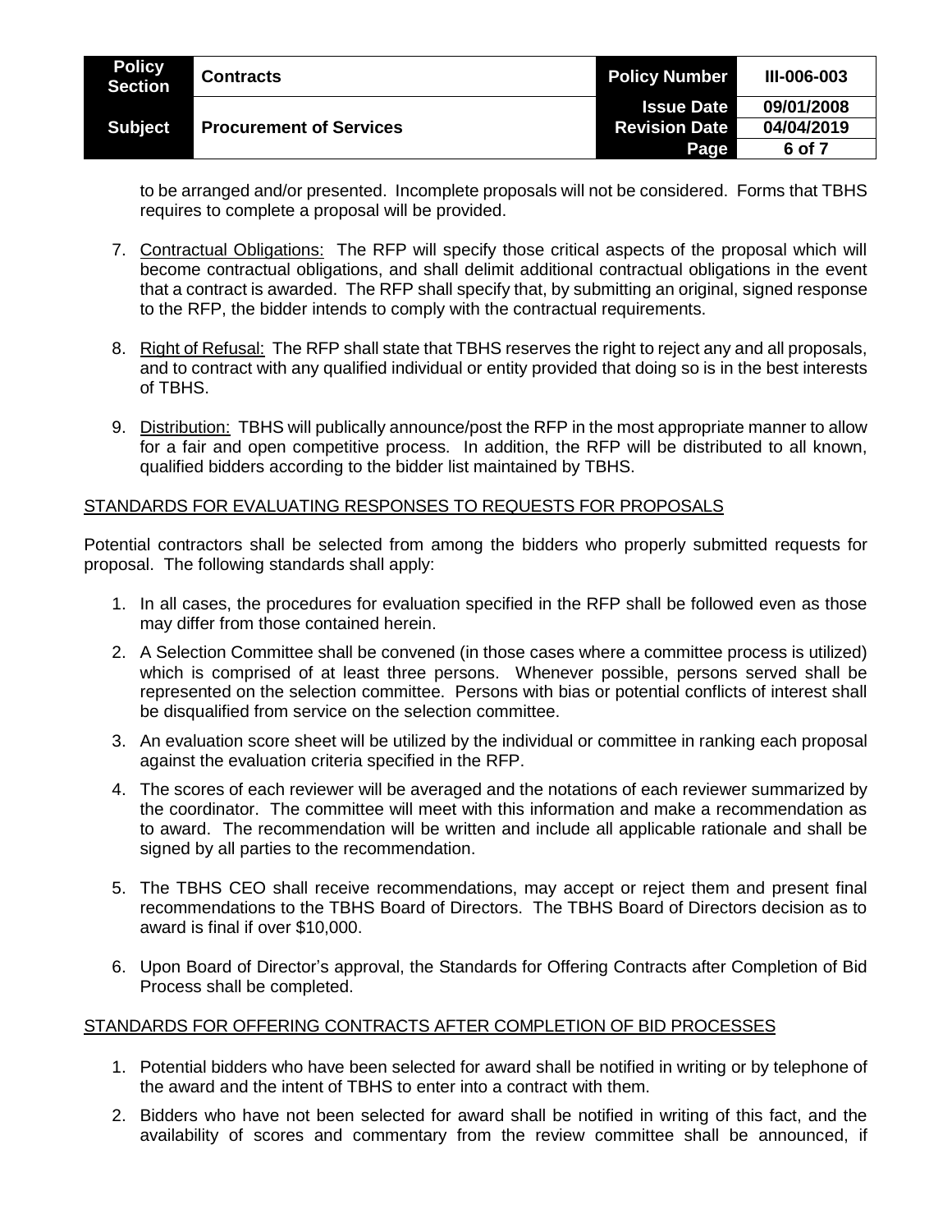to be arranged and/or presented. Incomplete proposals will not be considered. Forms that TBHS requires to complete a proposal will be provided.

7. Contractual Obligations: The RFP will specify those critical aspects of the proposal which will become contractual obligations, and shall delimit additional contractual obligations in the event that a contract is awarded. The RFP shall specify that, by submitting an original, signed response to the RFP, the bidder intends to comply with the contractual requirements.

8. Right of Refusal: The RFP shall state that TBHS reserves the right to reject any and all proposals, and to contract with any qualified individual or entity provided that doing so is in the best interests of TBHS.

9. Distribution: TBHS will publically announce/post the RFP in the most appropriate manner to allow for a fair and open competitive process. In addition, the RFP will be distributed to all known, qualified bidders according to the bidder list maintained by TBHS.

STANDARDS FOR EVALUATING RESPONSES TO REQUESTS FOR PROPOSALS

Potential contractors shall be selected from among the bidders who properly submitted requests for proposal. The following standards shall apply:

1. In all cases, the procedures for evaluation specified in the RFP shall be followed even as those may differ from those contained herein.
2. A Selection Committee shall be convened (in those cases where a committee process is utilized) which is comprised of at least three persons. Whenever possible, persons served shall be represented on the selection committee. Persons with bias or potential conflicts of interest shall be disqualified from service on the selection committee.
3. An evaluation score sheet will be utilized by the individual or committee in ranking each proposal against the evaluation criteria specified in the RFP.
4. The scores of each reviewer will be averaged and the notations of each reviewer summarized by the coordinator. The committee will meet with this information and make a recommendation as to award. The recommendation will be written and include all applicable rationale and shall be signed by all parties to the recommendation.
5. The TBHS CEO shall receive recommendations, may accept or reject them and present final recommendations to the TBHS Board of Directors. The TBHS Board of Directors decision as to award is final if over $10,000.
6. Upon Board of Director's approval, the Standards for Offering Contracts after Completion of Bid Process shall be completed.

STANDARDS FOR OFFERING CONTRACTS AFTER COMPLETION OF BID PROCESSES

1. Potential bidders who have been selected for award shall be notified in writing or by telephone of the award and the intent of TBHS to enter into a contract with them.
2. Bidders who have not been selected for award shall be notified in writing of this fact, and the availability of scores and commentary from the review committee shall be announced, if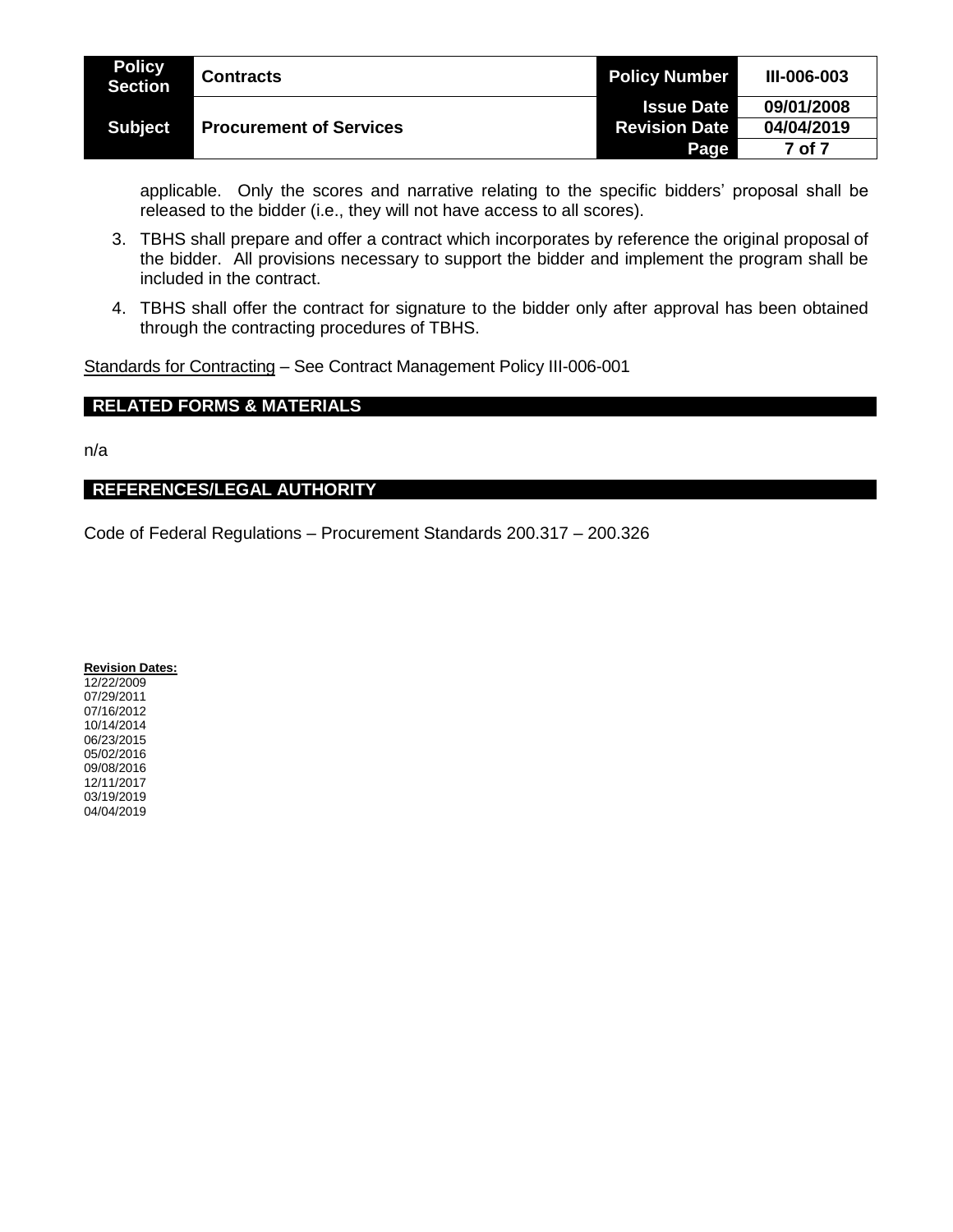applicable. Only the scores and narrative relating to the specific bidders' proposal shall be released to the bidder (i.e., they will not have access to all scores).

3. TBHS shall prepare and offer a contract which incorporates by reference the original proposal of the bidder. All provisions necessary to support the bidder and implement the program shall be included in the contract.

4. TBHS shall offer the contract for signature to the bidder only after approval has been obtained through the contracting procedures of TBHS.

Standards for Contracting – See Contract Management Policy III-006-001

## RELATED FORMS & MATERIALS

n/a

## REFERENCES/LEGAL AUTHORITY

Code of Federal Regulations – Procurement Standards 200.317 – 200.326

**Revision Dates:**
12/22/2009
07/29/2011
07/16/2012
10/14/2014
06/23/2015
05/02/2016
09/08/2016
12/11/2017
03/19/2019
04/04/2019